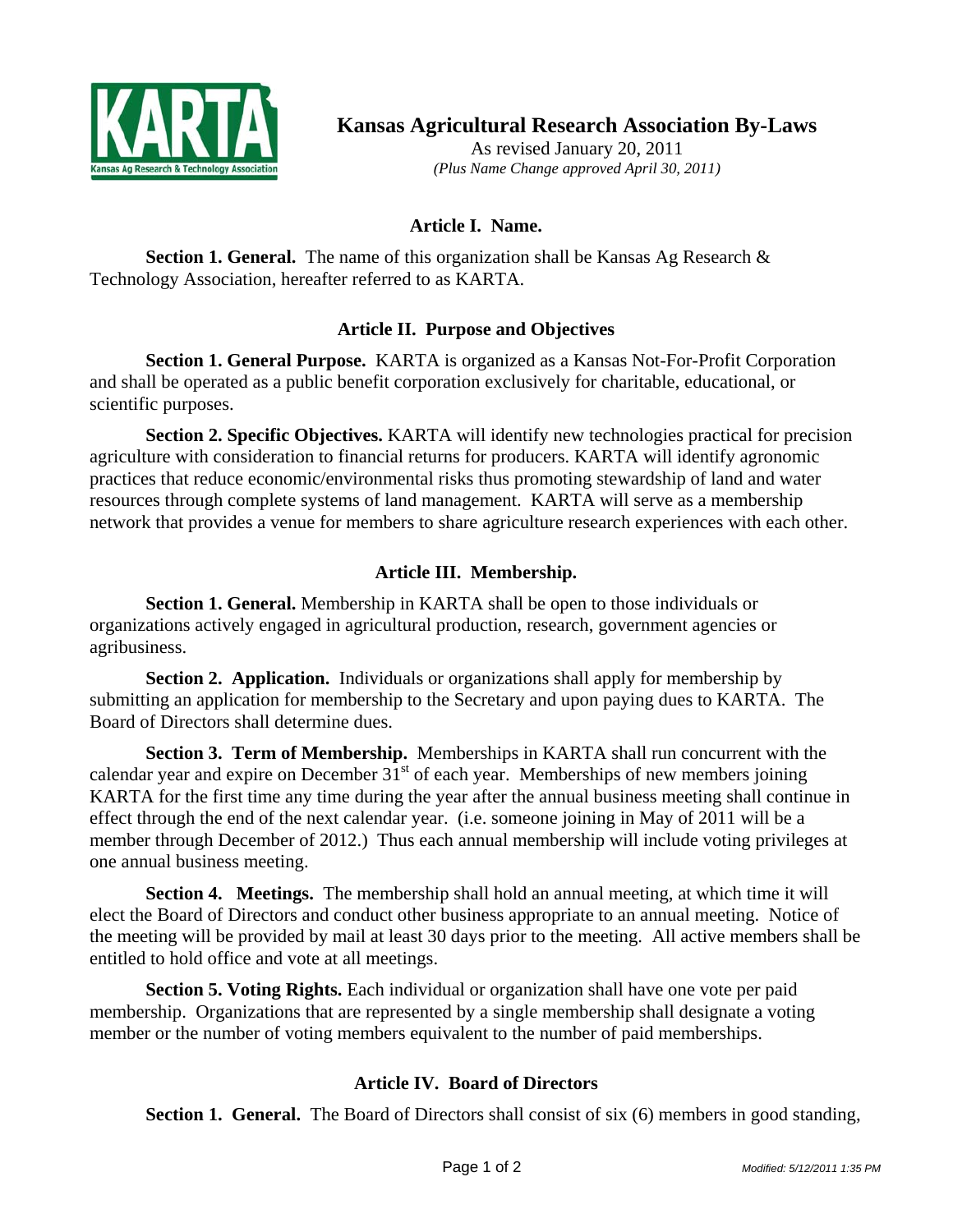# Kansas Agricultural Research Association By-Laws

As revised January 20, 2011

*(Plus Name Change approved April 30, 2011)*

## Article I. Name.

**Section 1. General.** The name of this organization shall be Kansas Ag Research & Technology Association, hereafter referred to as KARTA.

## Article II. Purpose and Objectives

**Section 1. General Purpose.** KARTA is organized as a Kansas Not-For-Profit Corporation and shall be operated as a public benefit corporation exclusively for charitable, educational, or scientific purposes.

**Section 2. Specific Objectives.** KARTA will identify new technologies practical for precision agriculture with consideration to financial returns for producers. KARTA will identify agronomic practices that reduce economic/environmental risks thus promoting stewardship of land and water resources through complete systems of land management. KARTA will serve as a membership network that provides a venue for members to share agriculture research experiences with each other.

## Article III. Membership.

**Section 1. General.** Membership in KARTA shall be open to those individuals or organizations actively engaged in agricultural production, research, government agencies or agribusiness.

**Section 2. Application.** Individuals or organizations shall apply for membership by submitting an application for membership to the Secretary and upon paying dues to KARTA. The Board of Directors shall determine dues.

**Section 3. Term of Membership.** Memberships in KARTA shall run concurrent with the calendar year and expire on December 31st of each year. Memberships of new members joining KARTA for the first time any time during the year after the annual business meeting shall continue in effect through the end of the next calendar year. (i.e. someone joining in May of 2011 will be a member through December of 2012.) Thus each annual membership will include voting privileges at one annual business meeting.

**Section 4. Meetings.** The membership shall hold an annual meeting, at which time it will elect the Board of Directors and conduct other business appropriate to an annual meeting. Notice of the meeting will be provided by mail at least 30 days prior to the meeting. All active members shall be entitled to hold office and vote at all meetings.

**Section 5. Voting Rights.** Each individual or organization shall have one vote per paid membership. Organizations that are represented by a single membership shall designate a voting member or the number of voting members equivalent to the number of paid memberships.

## Article IV. Board of Directors

**Section 1. General.** The Board of Directors shall consist of six (6) members in good standing,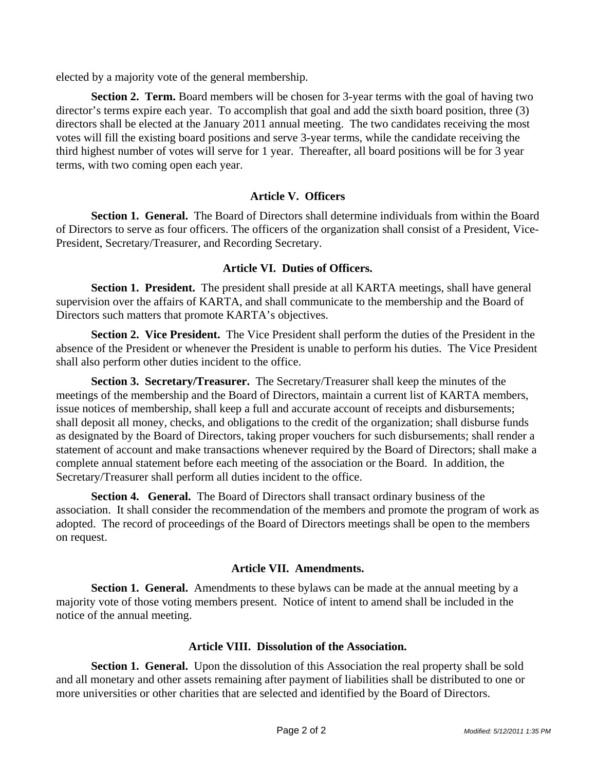elected by a majority vote of the general membership.

**Section 2. Term.** Board members will be chosen for 3-year terms with the goal of having two director's terms expire each year. To accomplish that goal and add the sixth board position, three (3) directors shall be elected at the January 2011 annual meeting. The two candidates receiving the most votes will fill the existing board positions and serve 3-year terms, while the candidate receiving the third highest number of votes will serve for 1 year. Thereafter, all board positions will be for 3 year terms, with two coming open each year.

## Article V. Officers

**Section 1. General.** The Board of Directors shall determine individuals from within the Board of Directors to serve as four officers. The officers of the organization shall consist of a President, Vice-President, Secretary/Treasurer, and Recording Secretary.

## Article VI. Duties of Officers.

**Section 1. President.** The president shall preside at all KARTA meetings, shall have general supervision over the affairs of KARTA, and shall communicate to the membership and the Board of Directors such matters that promote KARTA's objectives.

**Section 2. Vice President.** The Vice President shall perform the duties of the President in the absence of the President or whenever the President is unable to perform his duties. The Vice President shall also perform other duties incident to the office.

**Section 3. Secretary/Treasurer.** The Secretary/Treasurer shall keep the minutes of the meetings of the membership and the Board of Directors, maintain a current list of KARTA members, issue notices of membership, shall keep a full and accurate account of receipts and disbursements; shall deposit all money, checks, and obligations to the credit of the organization; shall disburse funds as designated by the Board of Directors, taking proper vouchers for such disbursements; shall render a statement of account and make transactions whenever required by the Board of Directors; shall make a complete annual statement before each meeting of the association or the Board. In addition, the Secretary/Treasurer shall perform all duties incident to the office.

**Section 4. General.** The Board of Directors shall transact ordinary business of the association. It shall consider the recommendation of the members and promote the program of work as adopted. The record of proceedings of the Board of Directors meetings shall be open to the members on request.

## Article VII. Amendments.

**Section 1. General.** Amendments to these bylaws can be made at the annual meeting by a majority vote of those voting members present. Notice of intent to amend shall be included in the notice of the annual meeting.

## Article VIII. Dissolution of the Association.

**Section 1. General.** Upon the dissolution of this Association the real property shall be sold and all monetary and other assets remaining after payment of liabilities shall be distributed to one or more universities or other charities that are selected and identified by the Board of Directors.